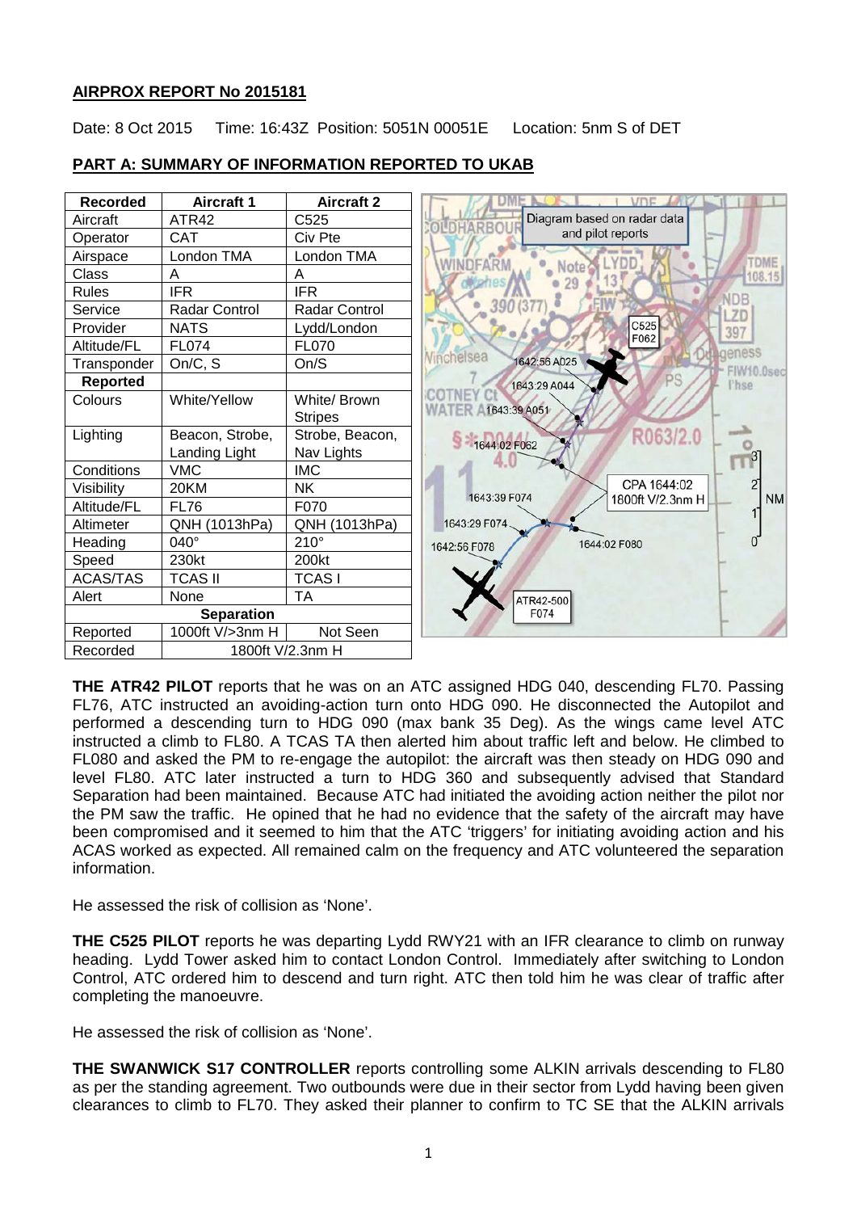**AIRPROX REPORT No 2015181**

Date: 8 Oct 2015 Time: 16:43Z Position: 5051N 00051E Location: 5nm S of DET

**PART A: SUMMARY OF INFORMATION REPORTED TO UKAB**

| Recorded | Aircraft 1 | Aircraft 2 |
|---|---|---|
| Aircraft | ATR42 | C525 |
| Operator | CAT | Civ Pte |
| Airspace | London TMA | London TMA |
| Class | A | A |
| Rules | IFR | IFR |
| Service | Radar Control | Radar Control |
| Provider | NATS | Lydd/London |
| Altitude/FL | FL074 | FL070 |
| Transponder | On/C, S | On/S |
| **Reported** | | |
| Colours | White/Yellow | White/ Brown Stripes |
| Lighting | Beacon, Strobe, Landing Light | Strobe, Beacon, Nav Lights |
| Conditions | VMC | IMC |
| Visibility | 20KM | NK |
| Altitude/FL | FL76 | F070 |
| Altimeter | QNH (1013hPa) | QNH (1013hPa) |
| Heading | 040° | 210° |
| Speed | 230kt | 200kt |
| ACAS/TAS | TCAS II | TCAS I |
| Alert | None | TA |
| **Separation** | | |
| Reported | 1000ft V/>3nm H | Not Seen |
| Recorded | 1800ft V/2.3nm H | |

**THE ATR42 PILOT** reports that he was on an ATC assigned HDG 040, descending FL70. Passing FL76, ATC instructed an avoiding-action turn onto HDG 090. He disconnected the Autopilot and performed a descending turn to HDG 090 (max bank 35 Deg). As the wings came level ATC instructed a climb to FL80. A TCAS TA then alerted him about traffic left and below. He climbed to FL080 and asked the PM to re-engage the autopilot: the aircraft was then steady on HDG 090 and level FL80. ATC later instructed a turn to HDG 360 and subsequently advised that Standard Separation had been maintained. Because ATC had initiated the avoiding action neither the pilot nor the PM saw the traffic. He opined that he had no evidence that the safety of the aircraft may have been compromised and it seemed to him that the ATC 'triggers' for initiating avoiding action and his ACAS worked as expected. All remained calm on the frequency and ATC volunteered the separation information.

He assessed the risk of collision as 'None'.

**THE C525 PILOT** reports he was departing Lydd RWY21 with an IFR clearance to climb on runway heading. Lydd Tower asked him to contact London Control. Immediately after switching to London Control, ATC ordered him to descend and turn right. ATC then told him he was clear of traffic after completing the manoeuvre.

He assessed the risk of collision as 'None'.

**THE SWANWICK S17 CONTROLLER** reports controlling some ALKIN arrivals descending to FL80 as per the standing agreement. Two outbounds were due in their sector from Lydd having been given clearances to climb to FL70. They asked their planner to confirm to TC SE that the ALKIN arrivals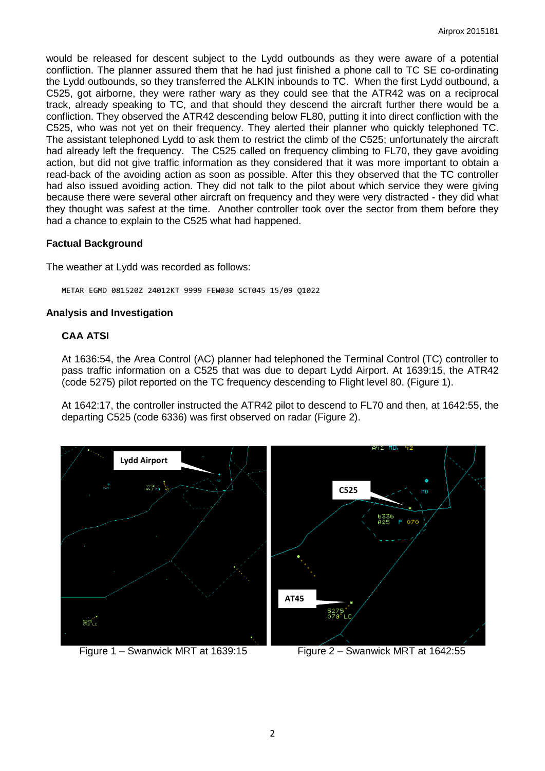would be released for descent subject to the Lydd outbounds as they were aware of a potential confliction. The planner assured them that he had just finished a phone call to TC SE co-ordinating the Lydd outbounds, so they transferred the ALKIN inbounds to TC. When the first Lydd outbound, a C525, got airborne, they were rather wary as they could see that the ATR42 was on a reciprocal track, already speaking to TC, and that should they descend the aircraft further there would be a confliction. They observed the ATR42 descending below FL80, putting it into direct confliction with the C525, who was not yet on their frequency. They alerted their planner who quickly telephoned TC. The assistant telephoned Lydd to ask them to restrict the climb of the C525; unfortunately the aircraft had already left the frequency. The C525 called on frequency climbing to FL70, they gave avoiding action, but did not give traffic information as they considered that it was more important to obtain a read-back of the avoiding action as soon as possible. After this they observed that the TC controller had also issued avoiding action. They did not talk to the pilot about which service they were giving because there were several other aircraft on frequency and they were very distracted - they did what they thought was safest at the time. Another controller took over the sector from them before they had a chance to explain to the C525 what had happened.

## Factual Background

The weather at Lydd was recorded as follows:

```
METAR EGMD 081520Z 24012KT 9999 FEW030 SCT045 15/09 Q1022
```

## Analysis and Investigation

### CAA ATSI

At 1636:54, the Area Control (AC) planner had telephoned the Terminal Control (TC) controller to pass traffic information on a C525 that was due to depart Lydd Airport. At 1639:15, the ATR42 (code 5275) pilot reported on the TC frequency descending to Flight level 80. (Figure 1).

At 1642:17, the controller instructed the ATR42 pilot to descend to FL70 and then, at 1642:55, the departing C525 (code 6336) was first observed on radar (Figure 2).

Figure 1 – Swanwick MRT at 1639:15

Figure 2 – Swanwick MRT at 1642:55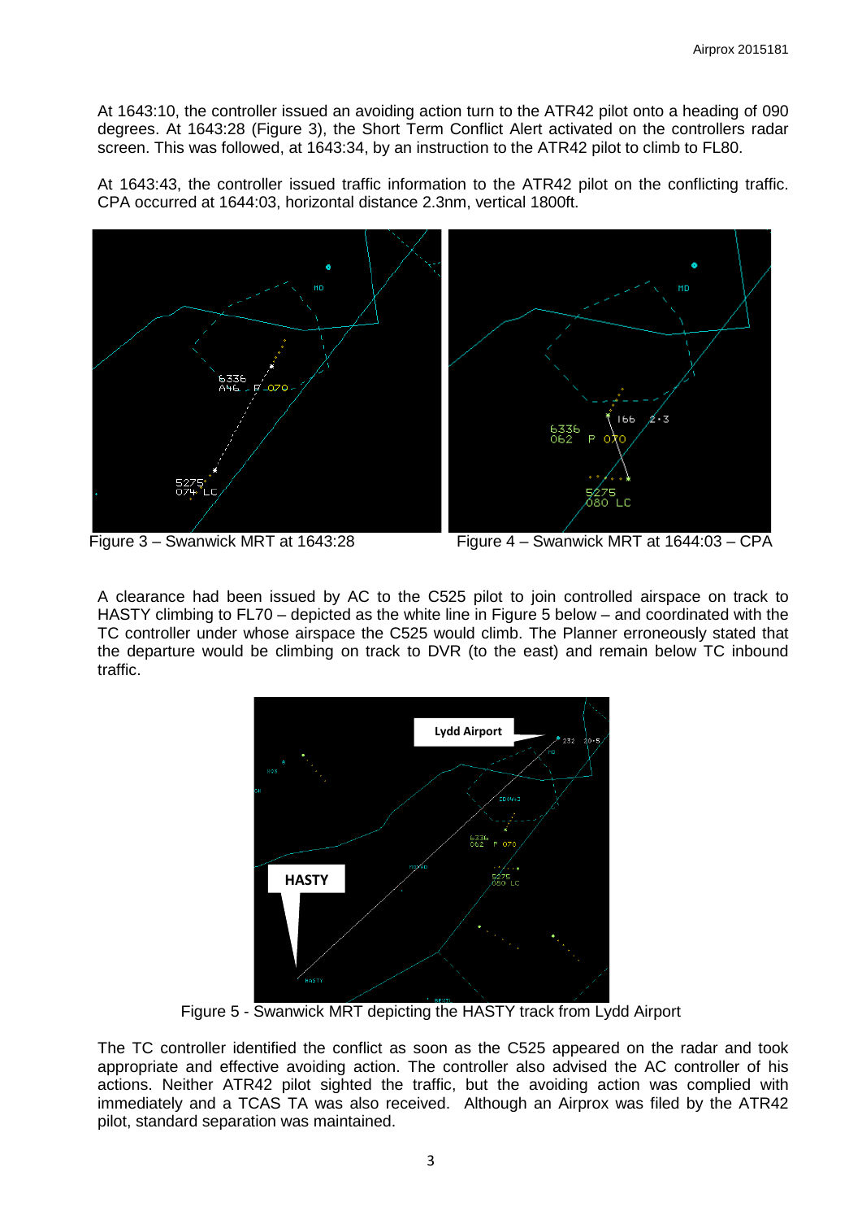At 1643:10, the controller issued an avoiding action turn to the ATR42 pilot onto a heading of 090 degrees. At 1643:28 (Figure 3), the Short Term Conflict Alert activated on the controllers radar screen. This was followed, at 1643:34, by an instruction to the ATR42 pilot to climb to FL80.

At 1643:43, the controller issued traffic information to the ATR42 pilot on the conflicting traffic. CPA occurred at 1644:03, horizontal distance 2.3nm, vertical 1800ft.

Figure 3 – Swanwick MRT at 1643:28

Figure 4 – Swanwick MRT at 1644:03 – CPA

A clearance had been issued by AC to the C525 pilot to join controlled airspace on track to HASTY climbing to FL70 – depicted as the white line in Figure 5 below – and coordinated with the TC controller under whose airspace the C525 would climb. The Planner erroneously stated that the departure would be climbing on track to DVR (to the east) and remain below TC inbound traffic.

Figure 5 - Swanwick MRT depicting the HASTY track from Lydd Airport

The TC controller identified the conflict as soon as the C525 appeared on the radar and took appropriate and effective avoiding action. The controller also advised the AC controller of his actions. Neither ATR42 pilot sighted the traffic, but the avoiding action was complied with immediately and a TCAS TA was also received. Although an Airprox was filed by the ATR42 pilot, standard separation was maintained.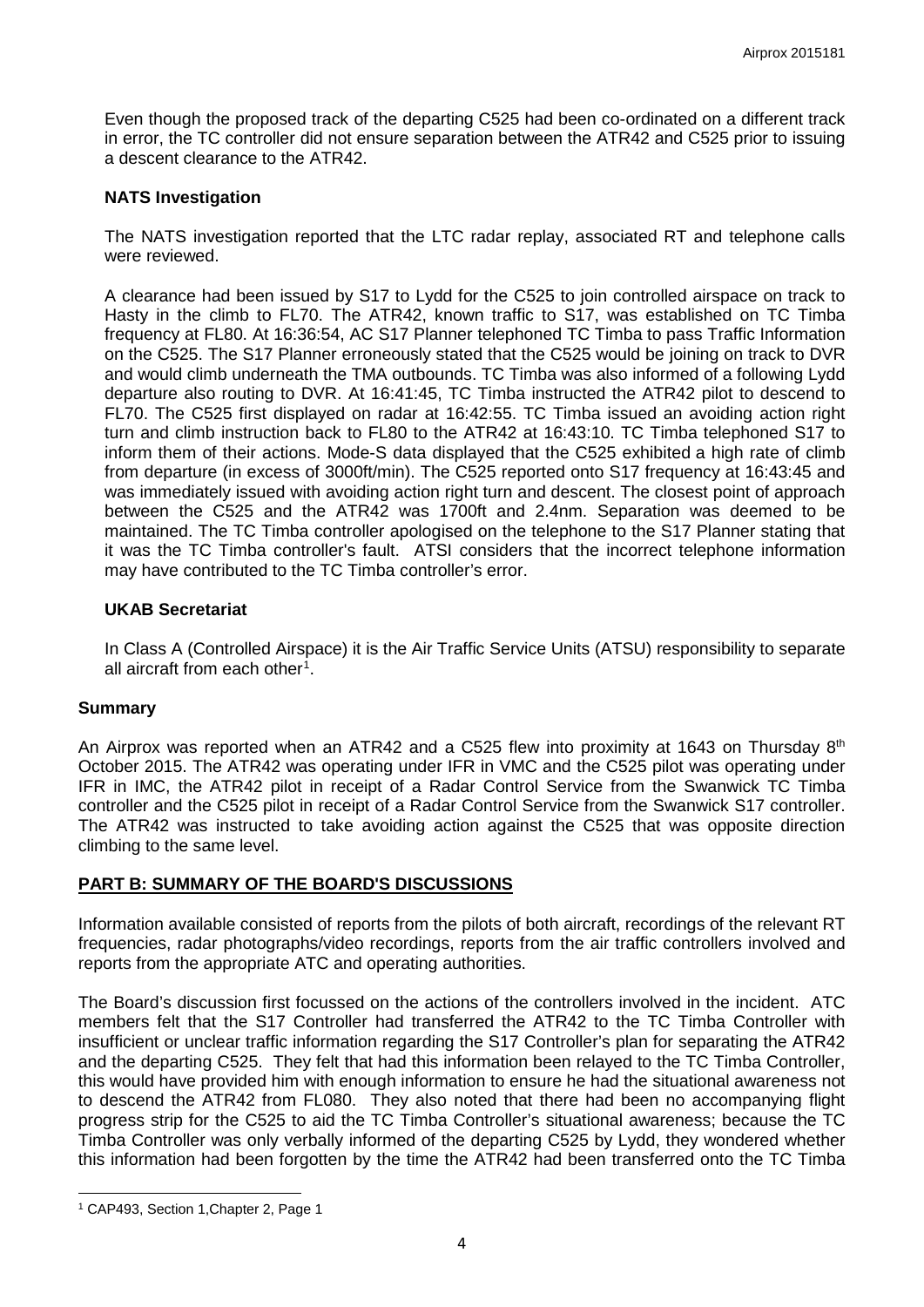Even though the proposed track of the departing C525 had been co-ordinated on a different track in error, the TC controller did not ensure separation between the ATR42 and C525 prior to issuing a descent clearance to the ATR42.

### NATS Investigation

The NATS investigation reported that the LTC radar replay, associated RT and telephone calls were reviewed.

A clearance had been issued by S17 to Lydd for the C525 to join controlled airspace on track to Hasty in the climb to FL70. The ATR42, known traffic to S17, was established on TC Timba frequency at FL80. At 16:36:54, AC S17 Planner telephoned TC Timba to pass Traffic Information on the C525. The S17 Planner erroneously stated that the C525 would be joining on track to DVR and would climb underneath the TMA outbounds. TC Timba was also informed of a following Lydd departure also routing to DVR. At 16:41:45, TC Timba instructed the ATR42 pilot to descend to FL70. The C525 first displayed on radar at 16:42:55. TC Timba issued an avoiding action right turn and climb instruction back to FL80 to the ATR42 at 16:43:10. TC Timba telephoned S17 to inform them of their actions. Mode-S data displayed that the C525 exhibited a high rate of climb from departure (in excess of 3000ft/min). The C525 reported onto S17 frequency at 16:43:45 and was immediately issued with avoiding action right turn and descent. The closest point of approach between the C525 and the ATR42 was 1700ft and 2.4nm. Separation was deemed to be maintained. The TC Timba controller apologised on the telephone to the S17 Planner stating that it was the TC Timba controller's fault. ATSI considers that the incorrect telephone information may have contributed to the TC Timba controller's error.

### UKAB Secretariat

In Class A (Controlled Airspace) it is the Air Traffic Service Units (ATSU) responsibility to separate all aircraft from each other[1].

## Summary

An Airprox was reported when an ATR42 and a C525 flew into proximity at 1643 on Thursday 8th October 2015. The ATR42 was operating under IFR in VMC and the C525 pilot was operating under IFR in IMC, the ATR42 pilot in receipt of a Radar Control Service from the Swanwick TC Timba controller and the C525 pilot in receipt of a Radar Control Service from the Swanwick S17 controller. The ATR42 was instructed to take avoiding action against the C525 that was opposite direction climbing to the same level.

## PART B: SUMMARY OF THE BOARD'S DISCUSSIONS

Information available consisted of reports from the pilots of both aircraft, recordings of the relevant RT frequencies, radar photographs/video recordings, reports from the air traffic controllers involved and reports from the appropriate ATC and operating authorities.

The Board's discussion first focussed on the actions of the controllers involved in the incident. ATC members felt that the S17 Controller had transferred the ATR42 to the TC Timba Controller with insufficient or unclear traffic information regarding the S17 Controller's plan for separating the ATR42 and the departing C525. They felt that had this information been relayed to the TC Timba Controller, this would have provided him with enough information to ensure he had the situational awareness not to descend the ATR42 from FL080. They also noted that there had been no accompanying flight progress strip for the C525 to aid the TC Timba Controller's situational awareness; because the TC Timba Controller was only verbally informed of the departing C525 by Lydd, they wondered whether this information had been forgotten by the time the ATR42 had been transferred onto the TC Timba

[1] CAP493, Section 1,Chapter 2, Page 1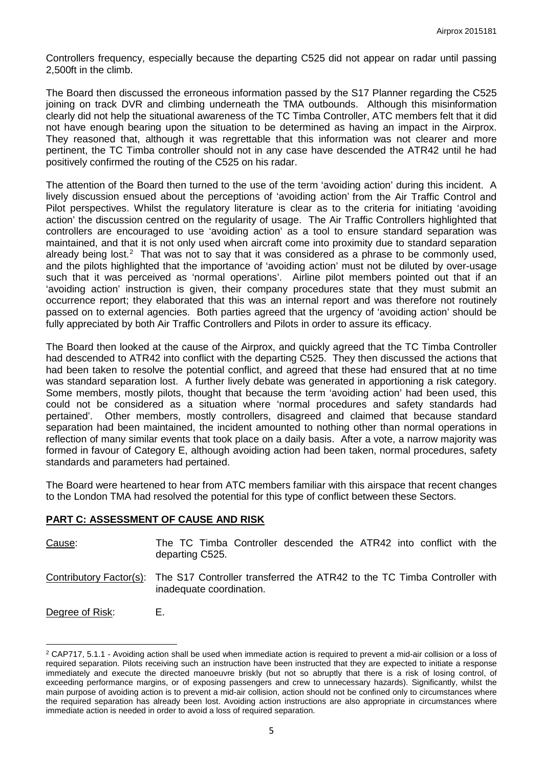Controllers frequency, especially because the departing C525 did not appear on radar until passing 2,500ft in the climb.

The Board then discussed the erroneous information passed by the S17 Planner regarding the C525 joining on track DVR and climbing underneath the TMA outbounds. Although this misinformation clearly did not help the situational awareness of the TC Timba Controller, ATC members felt that it did not have enough bearing upon the situation to be determined as having an impact in the Airprox. They reasoned that, although it was regrettable that this information was not clearer and more pertinent, the TC Timba controller should not in any case have descended the ATR42 until he had positively confirmed the routing of the C525 on his radar.

The attention of the Board then turned to the use of the term 'avoiding action' during this incident. A lively discussion ensued about the perceptions of 'avoiding action' from the Air Traffic Control and Pilot perspectives. Whilst the regulatory literature is clear as to the criteria for initiating 'avoiding action' the discussion centred on the regularity of usage. The Air Traffic Controllers highlighted that controllers are encouraged to use 'avoiding action' as a tool to ensure standard separation was maintained, and that it is not only used when aircraft come into proximity due to standard separation already being lost.[2] That was not to say that it was considered as a phrase to be commonly used, and the pilots highlighted that the importance of 'avoiding action' must not be diluted by over-usage such that it was perceived as 'normal operations'. Airline pilot members pointed out that if an 'avoiding action' instruction is given, their company procedures state that they must submit an occurrence report; they elaborated that this was an internal report and was therefore not routinely passed on to external agencies. Both parties agreed that the urgency of 'avoiding action' should be fully appreciated by both Air Traffic Controllers and Pilots in order to assure its efficacy.

The Board then looked at the cause of the Airprox, and quickly agreed that the TC Timba Controller had descended to ATR42 into conflict with the departing C525. They then discussed the actions that had been taken to resolve the potential conflict, and agreed that these had ensured that at no time was standard separation lost. A further lively debate was generated in apportioning a risk category. Some members, mostly pilots, thought that because the term 'avoiding action' had been used, this could not be considered as a situation where 'normal procedures and safety standards had pertained'. Other members, mostly controllers, disagreed and claimed that because standard separation had been maintained, the incident amounted to nothing other than normal operations in reflection of many similar events that took place on a daily basis. After a vote, a narrow majority was formed in favour of Category E, although avoiding action had been taken, normal procedures, safety standards and parameters had pertained.

The Board were heartened to hear from ATC members familiar with this airspace that recent changes to the London TMA had resolved the potential for this type of conflict between these Sectors.

## PART C: ASSESSMENT OF CAUSE AND RISK

Cause: The TC Timba Controller descended the ATR42 into conflict with the departing C525.

Contributory Factor(s): The S17 Controller transferred the ATR42 to the TC Timba Controller with inadequate coordination.

Degree of Risk: E.

---

[2] CAP717, 5.1.1 - Avoiding action shall be used when immediate action is required to prevent a mid-air collision or a loss of required separation. Pilots receiving such an instruction have been instructed that they are expected to initiate a response immediately and execute the directed manoeuvre briskly (but not so abruptly that there is a risk of losing control, of exceeding performance margins, or of exposing passengers and crew to unnecessary hazards). Significantly, whilst the main purpose of avoiding action is to prevent a mid-air collision, action should not be confined only to circumstances where the required separation has already been lost. Avoiding action instructions are also appropriate in circumstances where immediate action is needed in order to avoid a loss of required separation.